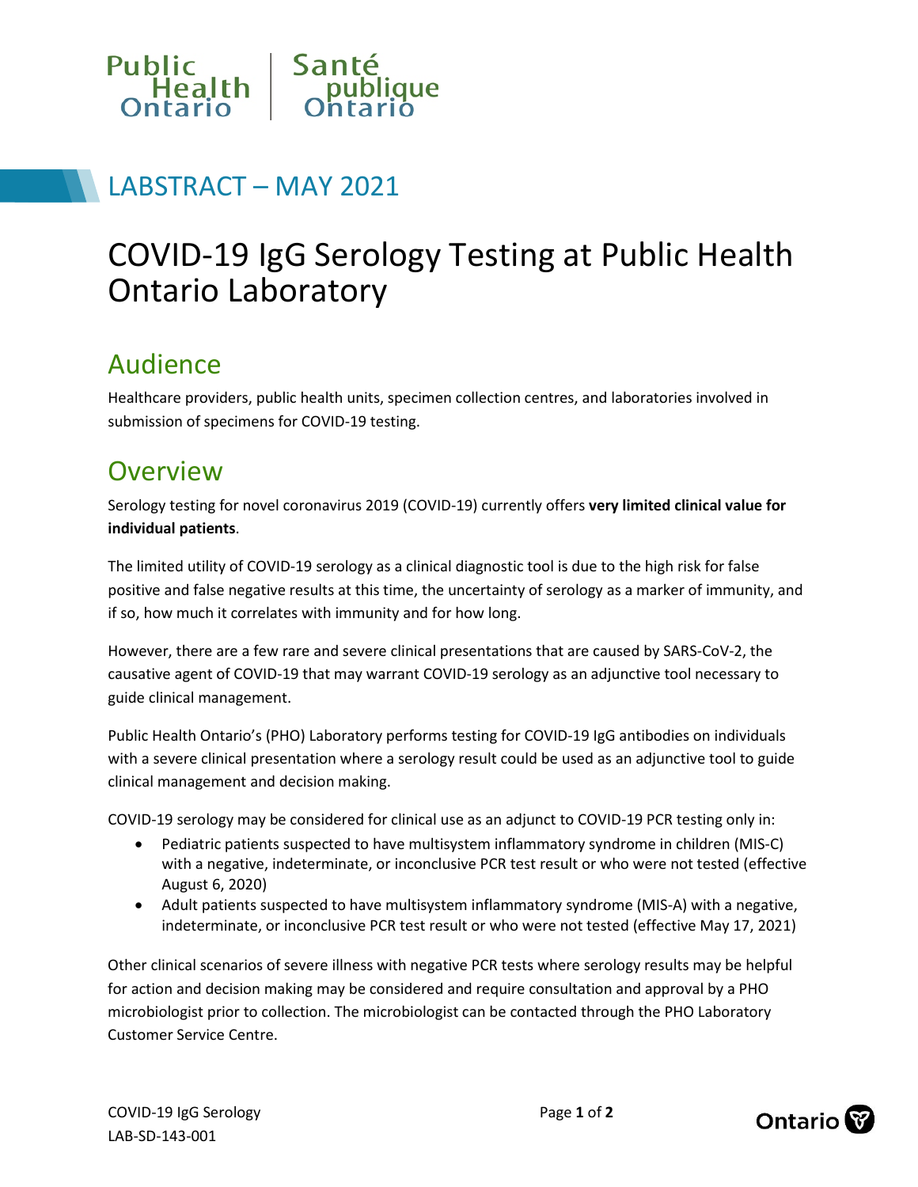LABSTRACT – MAY 2021

# COVID-19 IgG Serology Testing at Public Health Ontario Laboratory

## Audience

Healthcare providers, public health units, specimen collection centres, and laboratories involved in submission of specimens for COVID-19 testing.

## Overview

Serology testing for novel coronavirus 2019 (COVID-19) currently offers **very limited clinical value for individual patients**.

The limited utility of COVID-19 serology as a clinical diagnostic tool is due to the high risk for false positive and false negative results at this time, the uncertainty of serology as a marker of immunity, and if so, how much it correlates with immunity and for how long.

However, there are a few rare and severe clinical presentations that are caused by SARS-CoV-2, the causative agent of COVID-19 that may warrant COVID-19 serology as an adjunctive tool necessary to guide clinical management.

Public Health Ontario's (PHO) Laboratory performs testing for COVID-19 IgG antibodies on individuals with a severe clinical presentation where a serology result could be used as an adjunctive tool to guide clinical management and decision making.

COVID-19 serology may be considered for clinical use as an adjunct to COVID-19 PCR testing only in:

- Pediatric patients suspected to have multisystem inflammatory syndrome in children (MIS-C) with a negative, indeterminate, or inconclusive PCR test result or who were not tested (effective August 6, 2020)
- Adult patients suspected to have multisystem inflammatory syndrome (MIS-A) with a negative, indeterminate, or inconclusive PCR test result or who were not tested (effective May 17, 2021)

Other clinical scenarios of severe illness with negative PCR tests where serology results may be helpful for action and decision making may be considered and require consultation and approval by a PHO microbiologist prior to collection. The microbiologist can be contacted through the PHO Laboratory Customer Service Centre.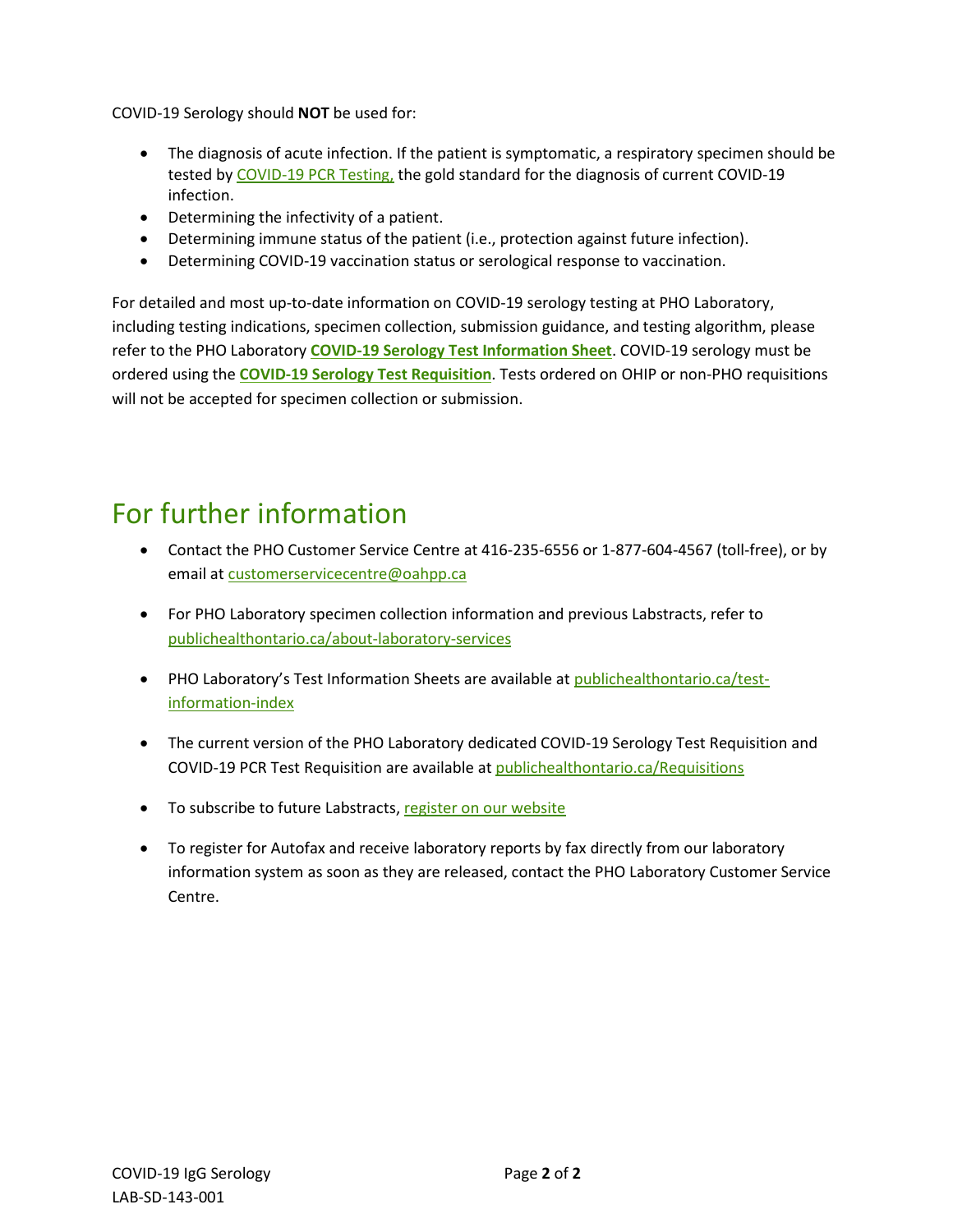COVID-19 Serology should **NOT** be used for:

- The diagnosis of acute infection. If the patient is symptomatic, a respiratory specimen should be tested by COVID-19 PCR Testing, the gold standard for the diagnosis of current COVID-19 infection.
- Determining the infectivity of a patient.
- Determining immune status of the patient (i.e., protection against future infection).
- Determining COVID-19 vaccination status or serological response to vaccination.

For detailed and most up-to-date information on COVID-19 serology testing at PHO Laboratory, including testing indications, specimen collection, submission guidance, and testing algorithm, please refer to the PHO Laboratory **COVID-19 Serology Test Information Sheet**. COVID-19 serology must be ordered using the **COVID-19 Serology Test Requisition**. Tests ordered on OHIP or non-PHO requisitions will not be accepted for specimen collection or submission.

# For further information

- Contact the PHO Customer Service Centre at 416-235-6556 or 1-877-604-4567 (toll-free), or by email at customerservicecentre@oahpp.ca
- For PHO Laboratory specimen collection information and previous Labstracts, refer to publichealthontario.ca/about-laboratory-services
- PHO Laboratory's Test Information Sheets are available at publichealthontario.ca/test-information-index
- The current version of the PHO Laboratory dedicated COVID-19 Serology Test Requisition and COVID-19 PCR Test Requisition are available at publichealthontario.ca/Requisitions
- To subscribe to future Labstracts, register on our website
- To register for Autofax and receive laboratory reports by fax directly from our laboratory information system as soon as they are released, contact the PHO Laboratory Customer Service Centre.